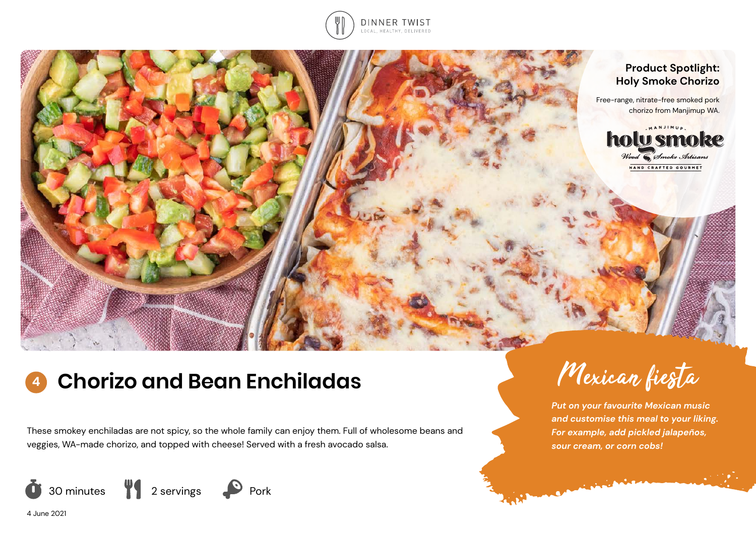DINNER TWIST
LOCAL, HEALTHY, DELIVERED

**Product Spotlight: Holy Smoke Chorizo**

Free-range, nitrate-free smoked pork chorizo from Manjimup WA.

# 4 Chorizo and Bean Enchiladas

These smokey enchiladas are not spicy, so the whole family can enjoy them. Full of wholesome beans and veggies, WA-made chorizo, and topped with cheese! Served with a fresh avocado salsa.

30 minutes | 2 servings | Pork

## Mexican fiesta

***Put on your favourite Mexican music and customise this meal to your liking. For example, add pickled jalapeños, sour cream, or corn cobs!***

4 June 2021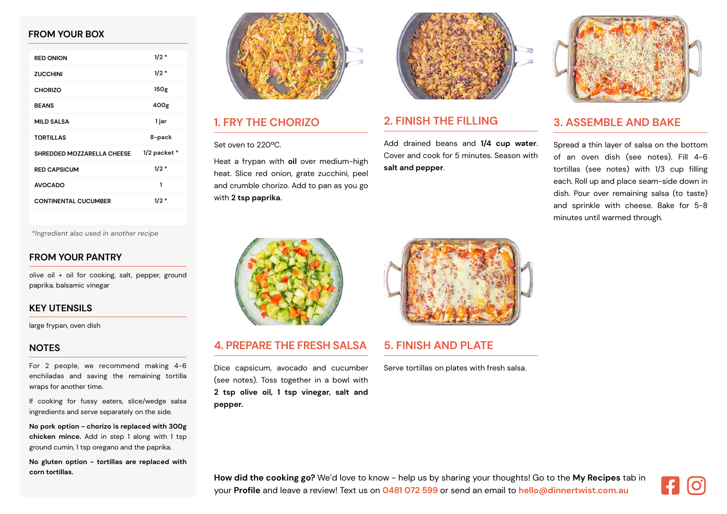## FROM YOUR BOX

| | |
|---|---|
| RED ONION | 1/2 * |
| ZUCCHINI | 1/2 * |
| CHORIZO | 150g |
| BEANS | 400g |
| MILD SALSA | 1 jar |
| TORTILLAS | 8-pack |
| SHREDDED MOZZARELLA CHEESE | 1/2 packet * |
| RED CAPSICUM | 1/2 * |
| AVOCADO | 1 |
| CONTINENTAL CUCUMBER | 1/2 * |

*\*Ingredient also used in another recipe*

## FROM YOUR PANTRY

olive oil + oil for cooking, salt, pepper, ground paprika, balsamic vinegar

## KEY UTENSILS

large frypan, oven dish

## NOTES

For 2 people, we recommend making 4-6 enchiladas and saving the remaining tortilla wraps for another time.

If cooking for fussy eaters, slice/wedge salsa ingredients and serve separately on the side.

**No pork option - chorizo is replaced with 300g chicken mince.** Add in step 1 along with 1 tsp ground cumin, 1 tsp oregano and the paprika.

**No gluten option - tortillas are replaced with corn tortillas.**

## 1. FRY THE CHORIZO

Set oven to 220°C.

Heat a frypan with **oil** over medium-high heat. Slice red onion, grate zucchini, peel and crumble chorizo. Add to pan as you go with **2 tsp paprika**.

## 2. FINISH THE FILLING

Add drained beans and **1/4 cup water**. Cover and cook for 5 minutes. Season with **salt and pepper**.

## 3. ASSEMBLE AND BAKE

Spread a thin layer of salsa on the bottom of an oven dish (see notes). Fill 4-6 tortillas (see notes) with 1/3 cup filling each. Roll up and place seam-side down in dish. Pour over remaining salsa (to taste) and sprinkle with cheese. Bake for 5-8 minutes until warmed through.

## 4. PREPARE THE FRESH SALSA

Dice capsicum, avocado and cucumber (see notes). Toss together in a bowl with **2 tsp olive oil, 1 tsp vinegar, salt and pepper.**

## 5. FINISH AND PLATE

Serve tortillas on plates with fresh salsa.

**How did the cooking go?** We'd love to know - help us by sharing your thoughts! Go to the **My Recipes** tab in your **Profile** and leave a review! Text us on 0481 072 599 or send an email to hello@dinnertwist.com.au